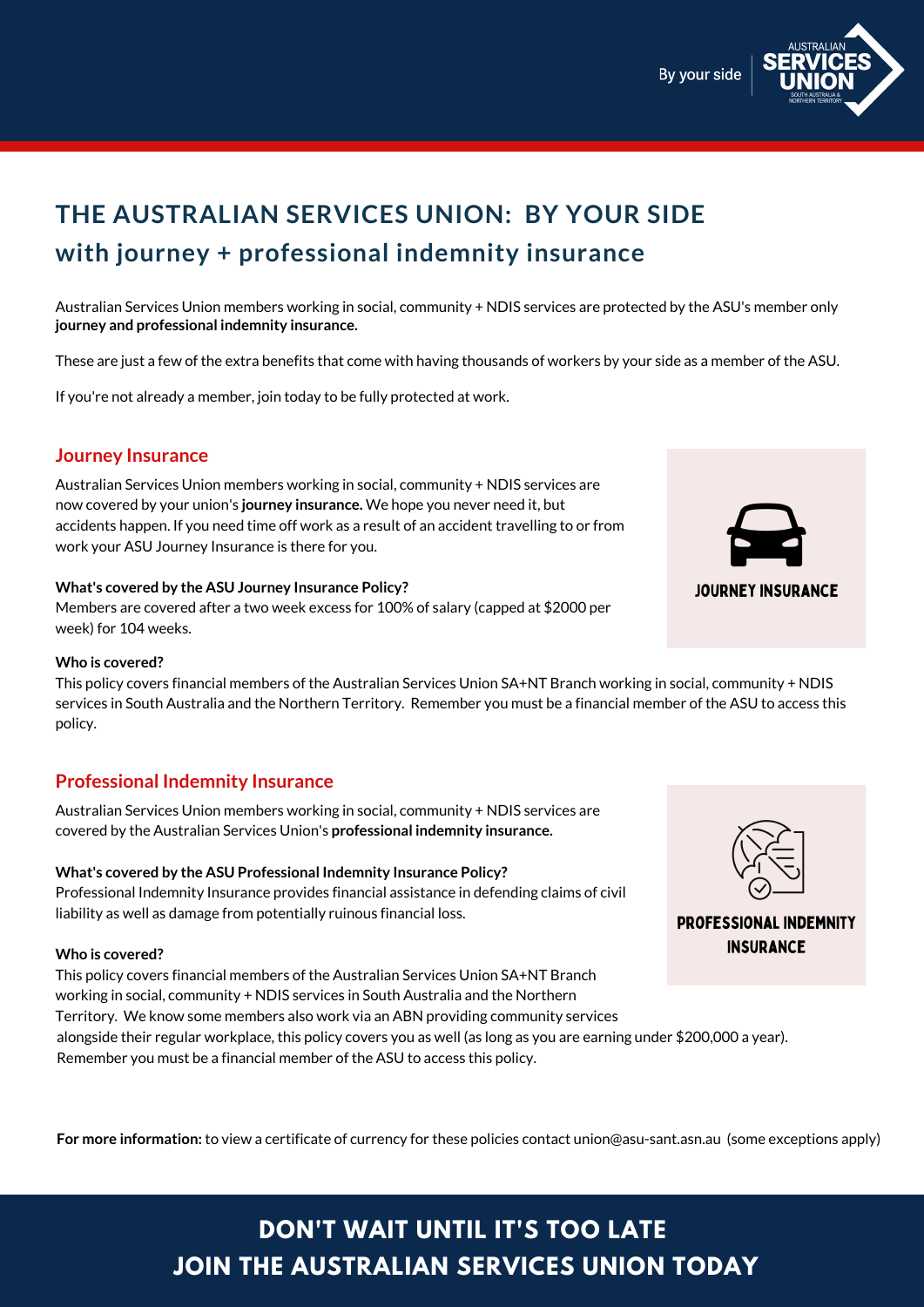By your side | AUSTRALIAN SERVICES UNION SOUTH AUSTRALIA & NORTHERN TERRITORY

# THE AUSTRALIAN SERVICES UNION: BY YOUR SIDE with journey + professional indemnity insurance

Australian Services Union members working in social, community + NDIS services are protected by the ASU's member only **journey and professional indemnity insurance.**

These are just a few of the extra benefits that come with having thousands of workers by your side as a member of the ASU.

If you're not already a member, join today to be fully protected at work.

## Journey Insurance

Australian Services Union members working in social, community + NDIS services are now covered by your union's **journey insurance.** We hope you never need it, but accidents happen. If you need time off work as a result of an accident travelling to or from work your ASU Journey Insurance is there for you.

JOURNEY INSURANCE

**What's covered by the ASU Journey Insurance Policy?**
Members are covered after a two week excess for 100% of salary (capped at $2000 per week) for 104 weeks.

**Who is covered?**
This policy covers financial members of the Australian Services Union SA+NT Branch working in social, community + NDIS services in South Australia and the Northern Territory. Remember you must be a financial member of the ASU to access this policy.

## Professional Indemnity Insurance

Australian Services Union members working in social, community + NDIS services are covered by the Australian Services Union's **professional indemnity insurance.**

PROFESSIONAL INDEMNITY INSURANCE

**What's covered by the ASU Professional Indemnity Insurance Policy?**
Professional Indemnity Insurance provides financial assistance in defending claims of civil liability as well as damage from potentially ruinous financial loss.

**Who is covered?**
This policy covers financial members of the Australian Services Union SA+NT Branch working in social, community + NDIS services in South Australia and the Northern Territory. We know some members also work via an ABN providing community services alongside their regular workplace, this policy covers you as well (as long as you are earning under $200,000 a year). Remember you must be a financial member of the ASU to access this policy.

**For more information:** to view a certificate of currency for these policies contact union@asu-sant.asn.au (some exceptions apply)

## DON'T WAIT UNTIL IT'S TOO LATE JOIN THE AUSTRALIAN SERVICES UNION TODAY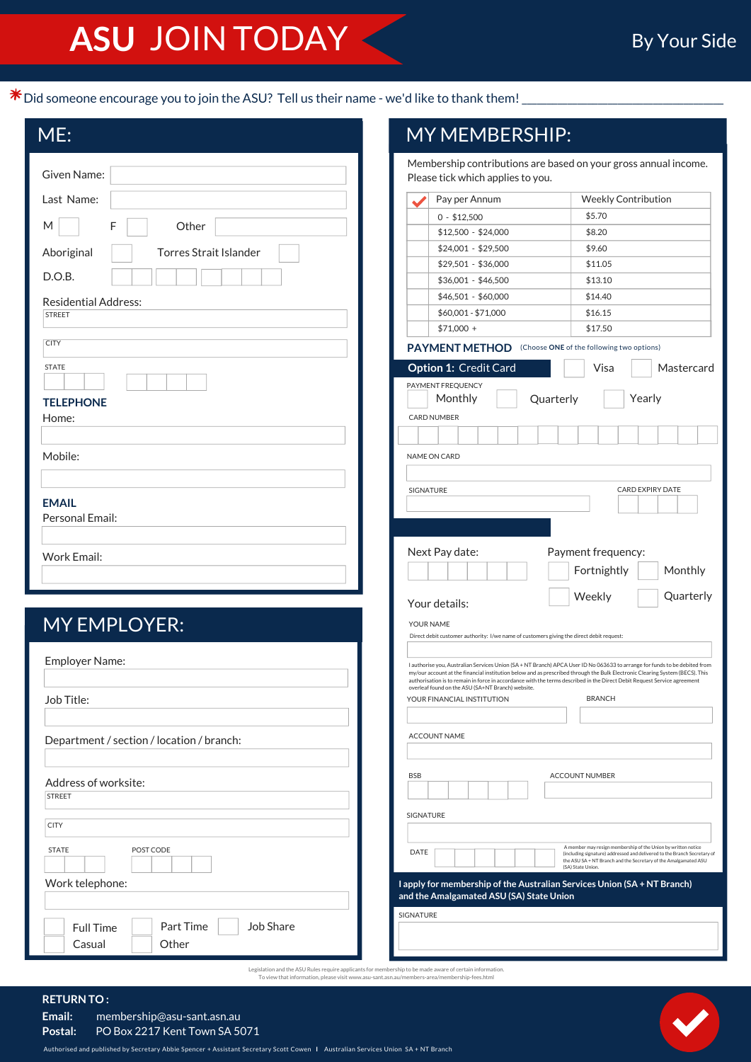# ASU JOIN TODAY

By Your Side

*Did someone encourage you to join the ASU? Tell us their name - we'd like to thank them! ______________________________

## ME:

Given Name:

Last Name:

M ☐ F ☐ Other

Aboriginal ☐ Torres Strait Islander ☐

D.O.B.

Residential Address:

STREET

CITY

STATE

### TELEPHONE

Home:

Mobile:

### EMAIL

Personal Email:

Work Email:

## MY EMPLOYER:

Employer Name:

Job Title:

Department / section / location / branch:

Address of worksite:

STREET

CITY

STATE

POST CODE

Work telephone:

☐ Full Time ☐ Part Time ☐ Job Share

☐ Casual ☐ Other

## MY MEMBERSHIP:

Membership contributions are based on your gross annual income. Please tick which applies to you.

| ✓ | Pay per Annum | Weekly Contribution |
|---|---|---|
| | 0 - $12,500 | $5.70 |
| | $12,500 - $24,000 | $8.20 |
| | $24,001 - $29,500 | $9.60 |
| | $29,501 - $36,000 | $11.05 |
| | $36,001 - $46,500 | $13.10 |
| | $46,501 - $60,000 | $14.40 |
| | $60,001 - $71,000 | $16.15 |
| | $71,000 + | $17.50 |

### PAYMENT METHOD

(Choose **ONE** of the following two options)

**Option 1:** Credit Card ☐ Visa ☐ Mastercard

PAYMENT FREQUENCY

☐ Monthly ☐ Quarterly ☐ Yearly

CARD NUMBER

NAME ON CARD

SIGNATURE

CARD EXPIRY DATE

Next Pay date:

Payment frequency:

☐ Fortnightly ☐ Monthly

☐ Weekly ☐ Quarterly

Your details:

YOUR NAME

Direct debit customer authority: I/we name of customers giving the direct debit request:

I authorise you, Australian Services Union (SA + NT Branch) APCA User ID No 063633 to arrange for funds to be debited from my/our account at the financial institution below and as prescribed through the Bulk Electronic Clearing System (BECS). This authorisation is to remain in force in accordance with the terms described in the Direct Debit Request Service agreement overleaf found on the ASU (SA+NT Branch) website.

YOUR FINANCIAL INSTITUTION

BRANCH

ACCOUNT NAME

BSB

ACCOUNT NUMBER

SIGNATURE

DATE

A member may resign membership of the Union by written notice (including signature) addressed and delivered to the Branch Secretary of the ASU SA + NT Branch and the Secretary of the Amalgamated ASU (SA) State Union.

**I apply for membership of the Australian Services Union (SA + NT Branch) and the Amalgamated ASU (SA) State Union**

SIGNATURE

Legislation and the ASU Rules require applicants for membership to be made aware of certain information.
To view that information, please visit www.asu-sant.asn.au/members-area/membership-fees.html

**RETURN TO :**

**Email:** membership@asu-sant.asn.au

**Postal:** PO Box 2217 Kent Town SA 5071

Authorised and published by Secretary Abbie Spencer + Assistant Secretary Scott Cowen | Australian Services Union SA + NT Branch